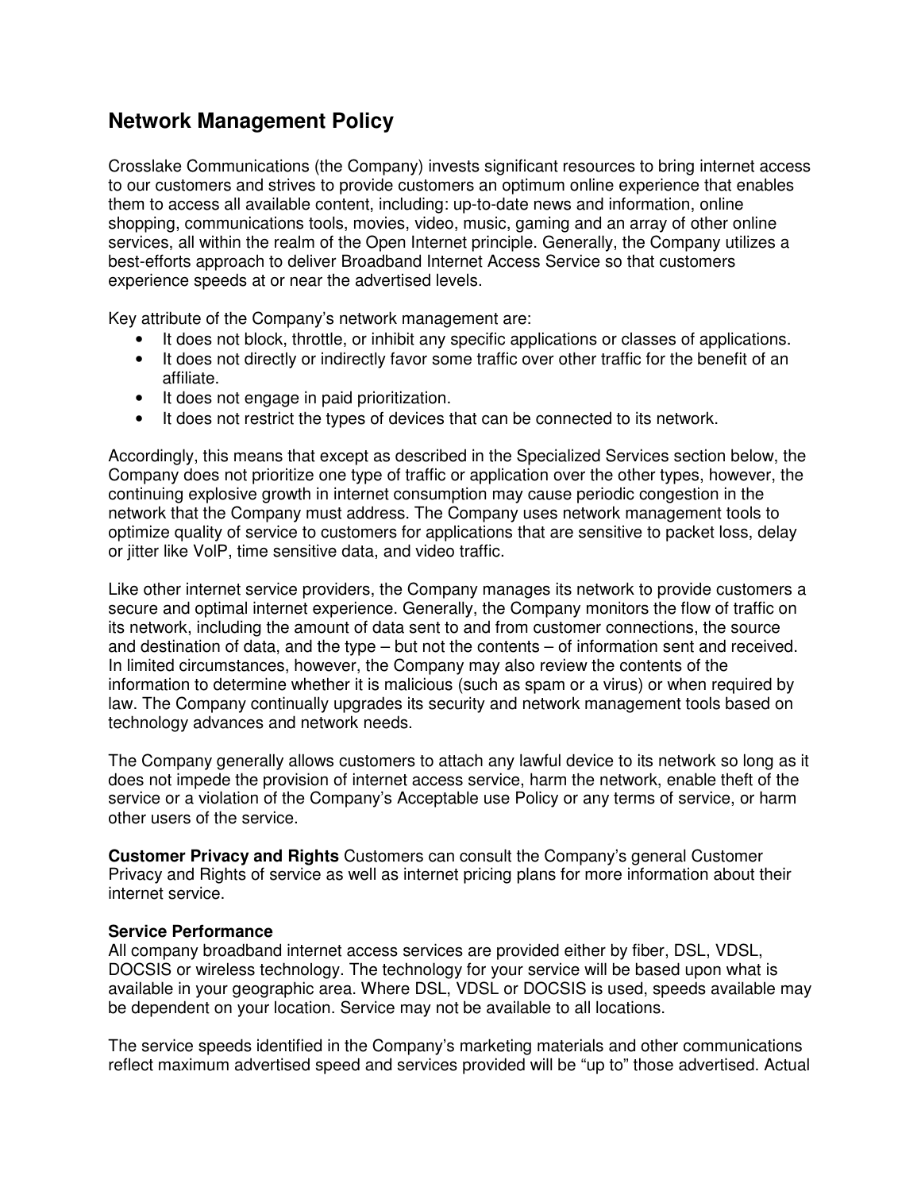## Network Management Policy

Crosslake Communications (the Company) invests significant resources to bring internet access to our customers and strives to provide customers an optimum online experience that enables them to access all available content, including: up-to-date news and information, online shopping, communications tools, movies, video, music, gaming and an array of other online services, all within the realm of the Open Internet principle. Generally, the Company utilizes a best-efforts approach to deliver Broadband Internet Access Service so that customers experience speeds at or near the advertised levels.

Key attribute of the Company's network management are:

- It does not block, throttle, or inhibit any specific applications or classes of applications.
- It does not directly or indirectly favor some traffic over other traffic for the benefit of an affiliate.
- It does not engage in paid prioritization.
- It does not restrict the types of devices that can be connected to its network.

Accordingly, this means that except as described in the Specialized Services section below, the Company does not prioritize one type of traffic or application over the other types, however, the continuing explosive growth in internet consumption may cause periodic congestion in the network that the Company must address. The Company uses network management tools to optimize quality of service to customers for applications that are sensitive to packet loss, delay or jitter like VoIP, time sensitive data, and video traffic.

Like other internet service providers, the Company manages its network to provide customers a secure and optimal internet experience. Generally, the Company monitors the flow of traffic on its network, including the amount of data sent to and from customer connections, the source and destination of data, and the type – but not the contents – of information sent and received. In limited circumstances, however, the Company may also review the contents of the information to determine whether it is malicious (such as spam or a virus) or when required by law. The Company continually upgrades its security and network management tools based on technology advances and network needs.

The Company generally allows customers to attach any lawful device to its network so long as it does not impede the provision of internet access service, harm the network, enable theft of the service or a violation of the Company's Acceptable use Policy or any terms of service, or harm other users of the service.

**Customer Privacy and Rights** Customers can consult the Company's general Customer Privacy and Rights of service as well as internet pricing plans for more information about their internet service.

**Service Performance**
All company broadband internet access services are provided either by fiber, DSL, VDSL, DOCSIS or wireless technology. The technology for your service will be based upon what is available in your geographic area. Where DSL, VDSL or DOCSIS is used, speeds available may be dependent on your location. Service may not be available to all locations.

The service speeds identified in the Company's marketing materials and other communications reflect maximum advertised speed and services provided will be "up to" those advertised. Actual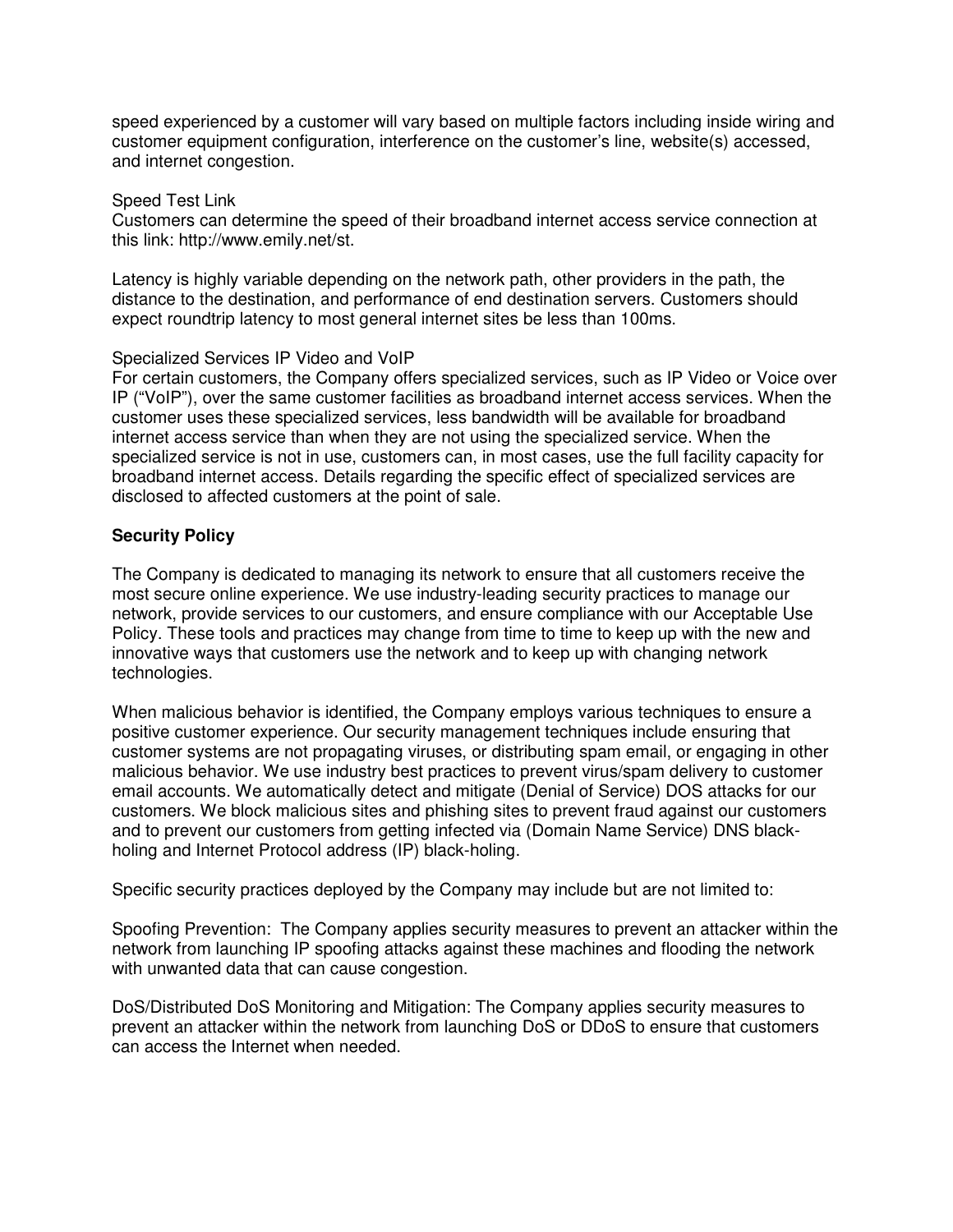speed experienced by a customer will vary based on multiple factors including inside wiring and customer equipment configuration, interference on the customer's line, website(s) accessed, and internet congestion.

Speed Test Link
Customers can determine the speed of their broadband internet access service connection at this link: http://www.emily.net/st.

Latency is highly variable depending on the network path, other providers in the path, the distance to the destination, and performance of end destination servers. Customers should expect roundtrip latency to most general internet sites be less than 100ms.

Specialized Services IP Video and VoIP
For certain customers, the Company offers specialized services, such as IP Video or Voice over IP ("VoIP"), over the same customer facilities as broadband internet access services. When the customer uses these specialized services, less bandwidth will be available for broadband internet access service than when they are not using the specialized service. When the specialized service is not in use, customers can, in most cases, use the full facility capacity for broadband internet access. Details regarding the specific effect of specialized services are disclosed to affected customers at the point of sale.

**Security Policy**

The Company is dedicated to managing its network to ensure that all customers receive the most secure online experience. We use industry-leading security practices to manage our network, provide services to our customers, and ensure compliance with our Acceptable Use Policy. These tools and practices may change from time to time to keep up with the new and innovative ways that customers use the network and to keep up with changing network technologies.

When malicious behavior is identified, the Company employs various techniques to ensure a positive customer experience. Our security management techniques include ensuring that customer systems are not propagating viruses, or distributing spam email, or engaging in other malicious behavior. We use industry best practices to prevent virus/spam delivery to customer email accounts. We automatically detect and mitigate (Denial of Service) DOS attacks for our customers. We block malicious sites and phishing sites to prevent fraud against our customers and to prevent our customers from getting infected via (Domain Name Service) DNS black-holing and Internet Protocol address (IP) black-holing.

Specific security practices deployed by the Company may include but are not limited to:

Spoofing Prevention: The Company applies security measures to prevent an attacker within the network from launching IP spoofing attacks against these machines and flooding the network with unwanted data that can cause congestion.

DoS/Distributed DoS Monitoring and Mitigation: The Company applies security measures to prevent an attacker within the network from launching DoS or DDoS to ensure that customers can access the Internet when needed.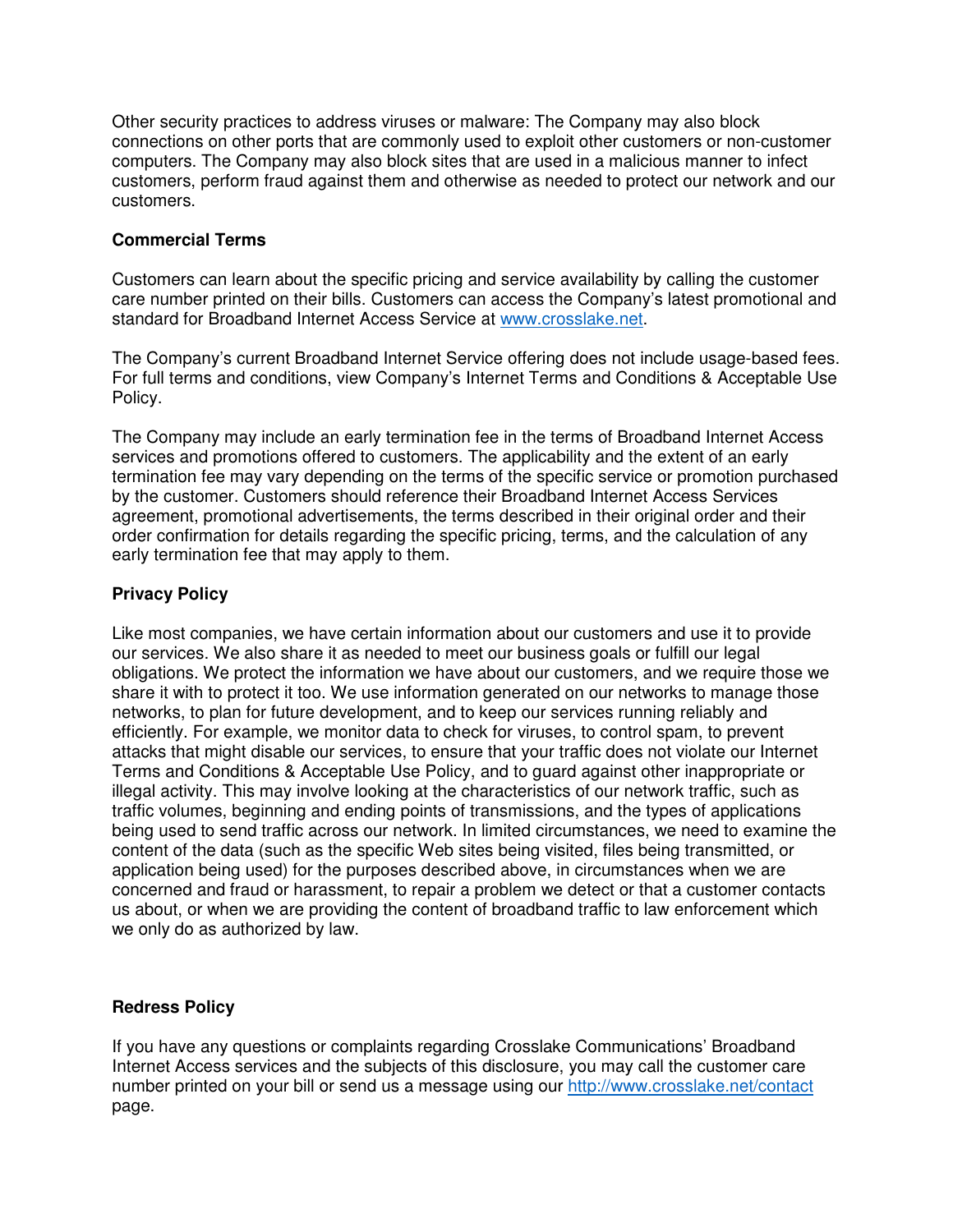Other security practices to address viruses or malware: The Company may also block connections on other ports that are commonly used to exploit other customers or non-customer computers. The Company may also block sites that are used in a malicious manner to infect customers, perform fraud against them and otherwise as needed to protect our network and our customers.

**Commercial Terms**

Customers can learn about the specific pricing and service availability by calling the customer care number printed on their bills. Customers can access the Company's latest promotional and standard for Broadband Internet Access Service at [www.crosslake.net](http://www.crosslake.net).

The Company's current Broadband Internet Service offering does not include usage-based fees. For full terms and conditions, view Company's Internet Terms and Conditions & Acceptable Use Policy.

The Company may include an early termination fee in the terms of Broadband Internet Access services and promotions offered to customers. The applicability and the extent of an early termination fee may vary depending on the terms of the specific service or promotion purchased by the customer. Customers should reference their Broadband Internet Access Services agreement, promotional advertisements, the terms described in their original order and their order confirmation for details regarding the specific pricing, terms, and the calculation of any early termination fee that may apply to them.

**Privacy Policy**

Like most companies, we have certain information about our customers and use it to provide our services. We also share it as needed to meet our business goals or fulfill our legal obligations. We protect the information we have about our customers, and we require those we share it with to protect it too. We use information generated on our networks to manage those networks, to plan for future development, and to keep our services running reliably and efficiently. For example, we monitor data to check for viruses, to control spam, to prevent attacks that might disable our services, to ensure that your traffic does not violate our Internet Terms and Conditions & Acceptable Use Policy, and to guard against other inappropriate or illegal activity. This may involve looking at the characteristics of our network traffic, such as traffic volumes, beginning and ending points of transmissions, and the types of applications being used to send traffic across our network. In limited circumstances, we need to examine the content of the data (such as the specific Web sites being visited, files being transmitted, or application being used) for the purposes described above, in circumstances when we are concerned and fraud or harassment, to repair a problem we detect or that a customer contacts us about, or when we are providing the content of broadband traffic to law enforcement which we only do as authorized by law.

**Redress Policy**

If you have any questions or complaints regarding Crosslake Communications' Broadband Internet Access services and the subjects of this disclosure, you may call the customer care number printed on your bill or send us a message using our [http://www.crosslake.net/contact](http://www.crosslake.net/contact) page.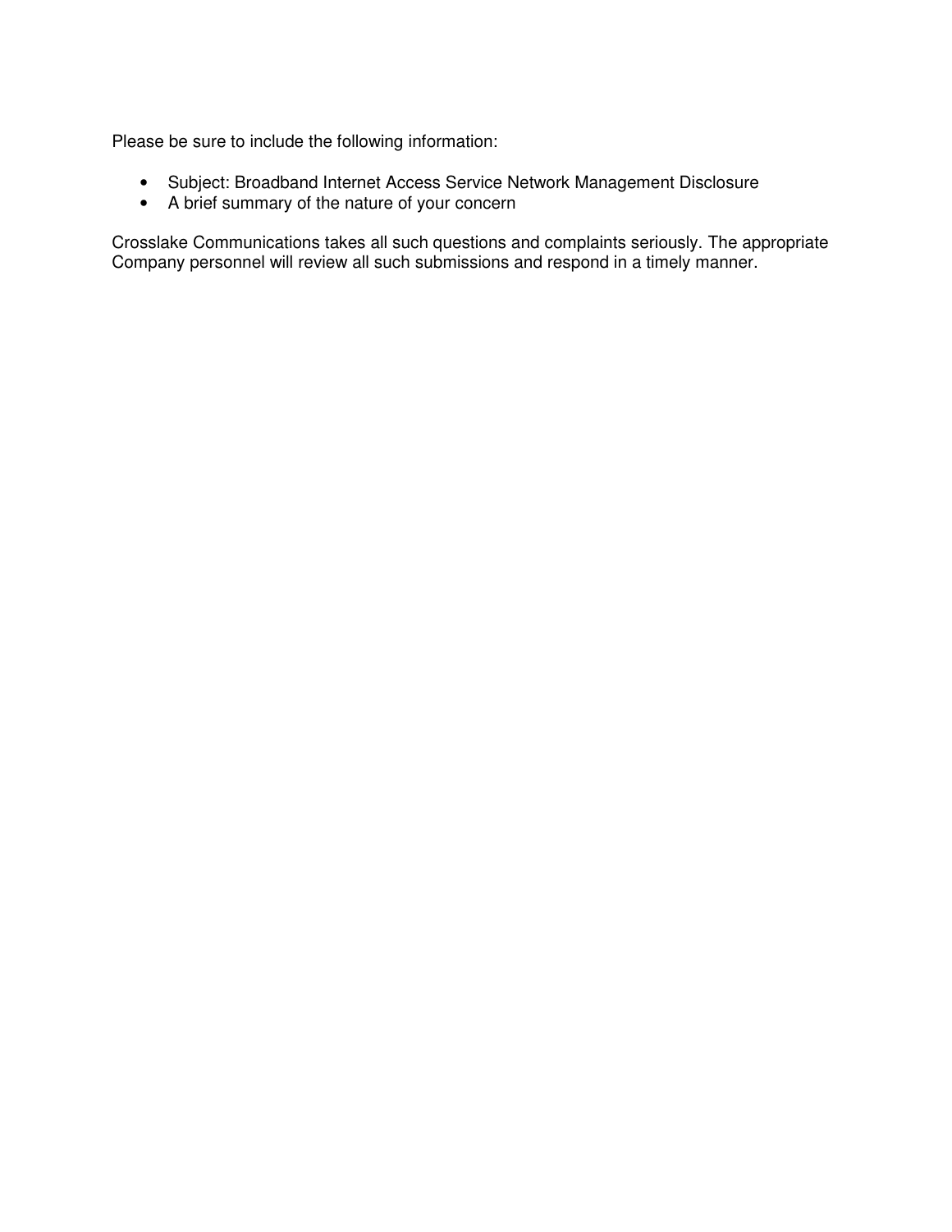Please be sure to include the following information:

- Subject: Broadband Internet Access Service Network Management Disclosure
- A brief summary of the nature of your concern

Crosslake Communications takes all such questions and complaints seriously. The appropriate Company personnel will review all such submissions and respond in a timely manner.